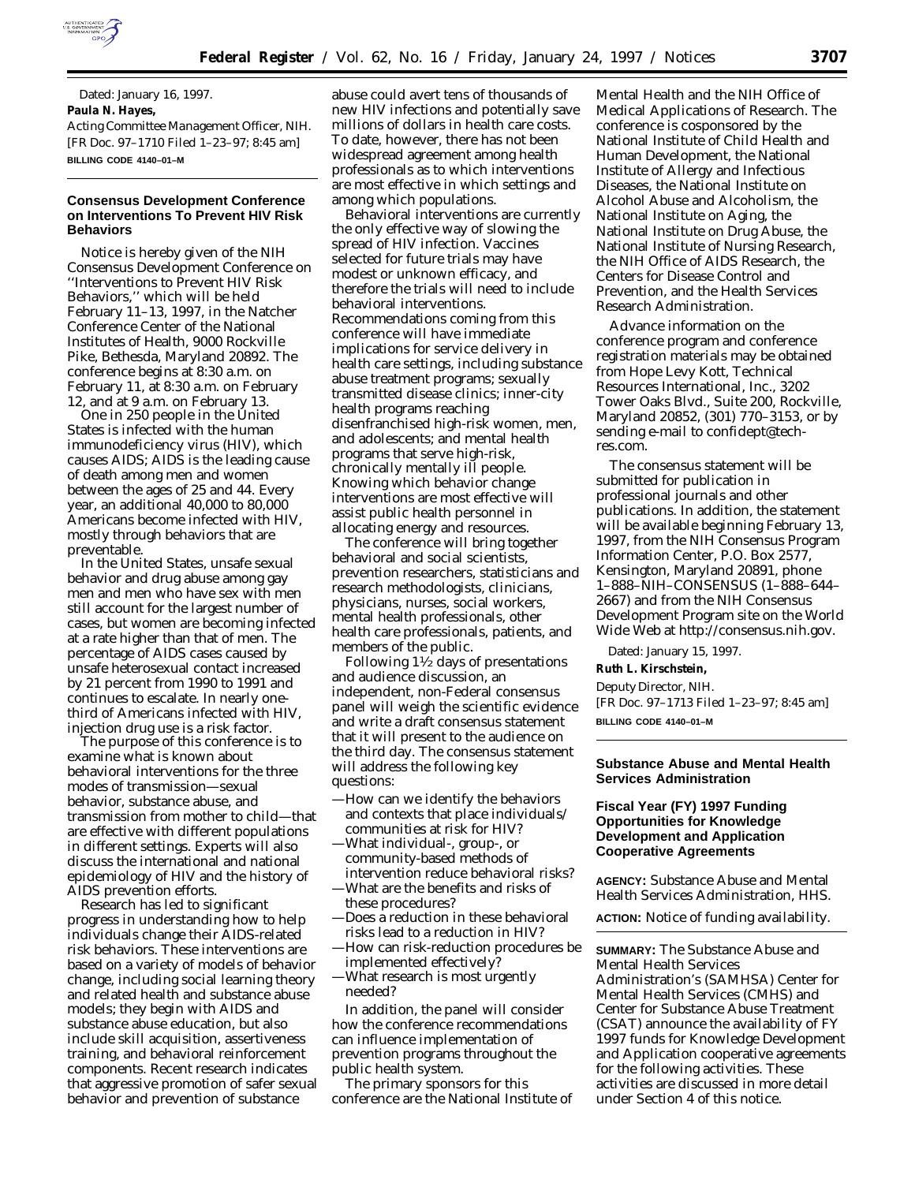Dated: January 16, 1997.

**Paula N. Hayes,**

*Acting Committee Management Officer, NIH.*

[FR Doc. 97–1710 Filed 1–23–97; 8:45 am]

**BILLING CODE 4140–01–M**

## Consensus Development Conference on Interventions To Prevent HIV Risk Behaviors

Notice is hereby given of the NIH Consensus Development Conference on ''Interventions to Prevent HIV Risk Behaviors,'' which will be held February 11–13, 1997, in the Natcher Conference Center of the National Institutes of Health, 9000 Rockville Pike, Bethesda, Maryland 20892. The conference begins at 8:30 a.m. on February 11, at 8:30 a.m. on February 12, and at 9 a.m. on February 13.

One in 250 people in the United States is infected with the human immunodeficiency virus (HIV), which causes AIDS; AIDS is the leading cause of death among men and women between the ages of 25 and 44. Every year, an additional 40,000 to 80,000 Americans become infected with HIV, mostly through behaviors that are preventable.

In the United States, unsafe sexual behavior and drug abuse among gay men and men who have sex with men still account for the largest number of cases, but women are becoming infected at a rate higher than that of men. The percentage of AIDS cases caused by unsafe heterosexual contact increased by 21 percent from 1990 to 1991 and continues to escalate. In nearly one-third of Americans infected with HIV, injection drug use is a risk factor.

The purpose of this conference is to examine what is known about behavioral interventions for the three modes of transmission—sexual behavior, substance abuse, and transmission from mother to child—that are effective with different populations in different settings. Experts will also discuss the international and national epidemiology of HIV and the history of AIDS prevention efforts.

Research has led to significant progress in understanding how to help individuals change their AIDS-related risk behaviors. These interventions are based on a variety of models of behavior change, including social learning theory and related health and substance abuse models; they begin with AIDS and substance abuse education, but also include skill acquisition, assertiveness training, and behavioral reinforcement components. Recent research indicates that aggressive promotion of safer sexual behavior and prevention of substance abuse could avert tens of thousands of new HIV infections and potentially save millions of dollars in health care costs. To date, however, there has not been widespread agreement among health professionals as to which interventions are most effective in which settings and among which populations.

Behavioral interventions are currently the only effective way of slowing the spread of HIV infection. Vaccines selected for future trials may have modest or unknown efficacy, and therefore the trials will need to include behavioral interventions. Recommendations coming from this conference will have immediate implications for service delivery in health care settings, including substance abuse treatment programs; sexually transmitted disease clinics; inner-city health programs reaching disenfranchised high-risk women, men, and adolescents; and mental health programs that serve high-risk, chronically mentally ill people. Knowing which behavior change interventions are most effective will assist public health personnel in allocating energy and resources.

The conference will bring together behavioral and social scientists, prevention researchers, statisticians and research methodologists, clinicians, physicians, nurses, social workers, mental health professionals, other health care professionals, patients, and members of the public.

Following 1½ days of presentations and audience discussion, an independent, non-Federal consensus panel will weigh the scientific evidence and write a draft consensus statement that it will present to the audience on the third day. The consensus statement will address the following key questions:

—How can we identify the behaviors and contexts that place individuals/communities at risk for HIV?
—What individual-, group-, or community-based methods of intervention reduce behavioral risks?
—What are the benefits and risks of these procedures?
—Does a reduction in these behavioral risks lead to a reduction in HIV?
—How can risk-reduction procedures be implemented effectively?
—What research is most urgently needed?

In addition, the panel will consider how the conference recommendations can influence implementation of prevention programs throughout the public health system.

The primary sponsors for this conference are the National Institute of Mental Health and the NIH Office of Medical Applications of Research. The conference is cosponsored by the National Institute of Child Health and Human Development, the National Institute of Allergy and Infectious Diseases, the National Institute on Alcohol Abuse and Alcoholism, the National Institute on Aging, the National Institute on Drug Abuse, the National Institute of Nursing Research, the NIH Office of AIDS Research, the Centers for Disease Control and Prevention, and the Health Services Research Administration.

Advance information on the conference program and conference registration materials may be obtained from Hope Levy Kott, Technical Resources International, Inc., 3202 Tower Oaks Blvd., Suite 200, Rockville, Maryland 20852, (301) 770–3153, or by sending e-mail to confidept@tech-res.com.

The consensus statement will be submitted for publication in professional journals and other publications. In addition, the statement will be available beginning February 13, 1997, from the NIH Consensus Program Information Center, P.O. Box 2577, Kensington, Maryland 20891, phone 1–888–NIH–CONSENSUS (1–888–644–2667) and from the NIH Consensus Development Program site on the World Wide Web at http://consensus.nih.gov.

Dated: January 15, 1997.

**Ruth L. Kirschstein,**

*Deputy Director, NIH.*

[FR Doc. 97–1713 Filed 1–23–97; 8:45 am]

**BILLING CODE 4140–01–M**

## Substance Abuse and Mental Health Services Administration

### Fiscal Year (FY) 1997 Funding Opportunities for Knowledge Development and Application Cooperative Agreements

**AGENCY:** Substance Abuse and Mental Health Services Administration, HHS.

**ACTION:** Notice of funding availability.

**SUMMARY:** The Substance Abuse and Mental Health Services Administration's (SAMHSA) Center for Mental Health Services (CMHS) and Center for Substance Abuse Treatment (CSAT) announce the availability of FY 1997 funds for Knowledge Development and Application cooperative agreements for the following activities. These activities are discussed in more detail under Section 4 of this notice.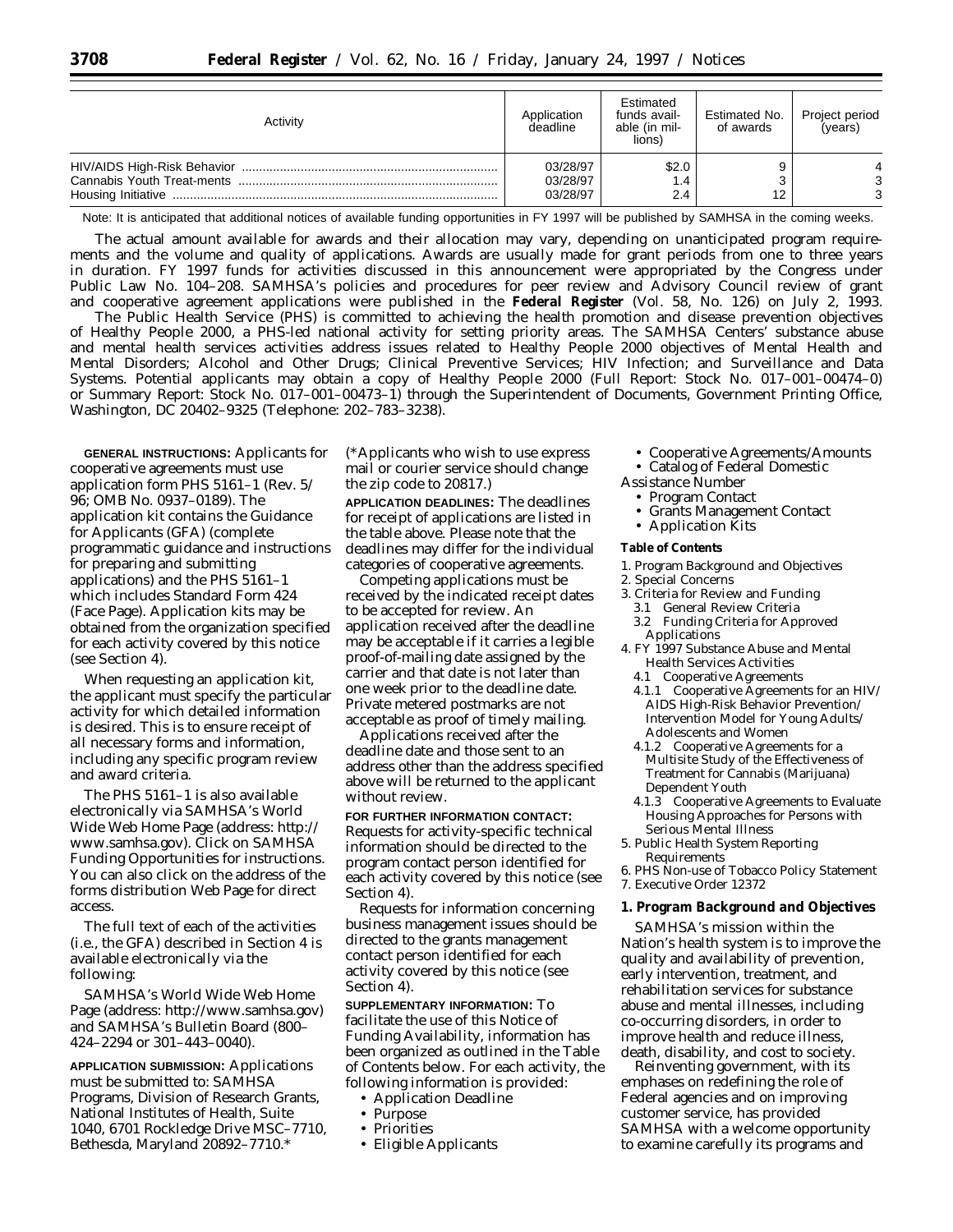| Activity | Application deadline | Estimated funds available (in millions) | Estimated No. of awards | Project period (years) |
|---|---|---|---|---|
| HIV/AIDS High-Risk Behavior | 03/28/97 | $2.0 | 9 | 4 |
| Cannabis Youth Treat-ments | 03/28/97 | 1.4 | 3 | 3 |
| Housing Initiative | 03/28/97 | 2.4 | 12 | 3 |

Note: It is anticipated that additional notices of available funding opportunities in FY 1997 will be published by SAMHSA in the coming weeks.

The actual amount available for awards and their allocation may vary, depending on unanticipated program requirements and the volume and quality of applications. Awards are usually made for grant periods from one to three years in duration. FY 1997 funds for activities discussed in this announcement were appropriated by the Congress under Public Law No. 104–208. SAMHSA's policies and procedures for peer review and Advisory Council review of grant and cooperative agreement applications were published in the **Federal Register** (Vol. 58, No. 126) on July 2, 1993.

The Public Health Service (PHS) is committed to achieving the health promotion and disease prevention objectives of Healthy People 2000, a PHS-led national activity for setting priority areas. The SAMHSA Centers' substance abuse and mental health services activities address issues related to Healthy People 2000 objectives of Mental Health and Mental Disorders; Alcohol and Other Drugs; Clinical Preventive Services; HIV Infection; and Surveillance and Data Systems. Potential applicants may obtain a copy of Healthy People 2000 (Full Report: Stock No. 017–001–00474–0) or Summary Report: Stock No. 017–001–00473–1) through the Superintendent of Documents, Government Printing Office, Washington, DC 20402–9325 (Telephone: 202–783–3238).

**GENERAL INSTRUCTIONS:** Applicants for cooperative agreements must use application form PHS 5161–1 (Rev. 5/96; OMB No. 0937–0189). The application kit contains the Guidance for Applicants (GFA) (complete programmatic guidance and instructions for preparing and submitting applications) and the PHS 5161–1 which includes Standard Form 424 (Face Page). Application kits may be obtained from the organization specified for each activity covered by this notice (see Section 4).

When requesting an application kit, the applicant must specify the particular activity for which detailed information is desired. This is to ensure receipt of all necessary forms and information, including any specific program review and award criteria.

The PHS 5161–1 is also available electronically via SAMHSA's World Wide Web Home Page (address: http://www.samhsa.gov). Click on SAMHSA Funding Opportunities for instructions. You can also click on the address of the forms distribution Web Page for direct access.

The full text of each of the activities (i.e., the GFA) described in Section 4 is available electronically via the following:

SAMHSA's World Wide Web Home Page (address: http://www.samhsa.gov) and SAMHSA's Bulletin Board (800–424–2294 or 301–443–0040).

**APPLICATION SUBMISSION:** Applications must be submitted to: SAMHSA Programs, Division of Research Grants, National Institutes of Health, Suite 1040, 6701 Rockledge Drive MSC–7710, Bethesda, Maryland 20892–7710.*

(*Applicants who wish to use express mail or courier service should change the zip code to 20817.)

**APPLICATION DEADLINES:** The deadlines for receipt of applications are listed in the table above. Please note that the deadlines may differ for the individual categories of cooperative agreements.

Competing applications must be received by the indicated receipt dates to be accepted for review. An application received after the deadline may be acceptable if it carries a legible proof-of-mailing date assigned by the carrier and that date is not later than one week prior to the deadline date. Private metered postmarks are not acceptable as proof of timely mailing.

Applications received after the deadline date and those sent to an address other than the address specified above will be returned to the applicant without review.

**FOR FURTHER INFORMATION CONTACT:** Requests for activity-specific technical information should be directed to the program contact person identified for each activity covered by this notice (see Section 4).

Requests for information concerning business management issues should be directed to the grants management contact person identified for each activity covered by this notice (see Section 4).

**SUPPLEMENTARY INFORMATION:** To facilitate the use of this Notice of Funding Availability, information has been organized as outlined in the Table of Contents below. For each activity, the following information is provided:

- Application Deadline
- Purpose
- Priorities
- Eligible Applicants
- Cooperative Agreements/Amounts
- Catalog of Federal Domestic Assistance Number
- Program Contact
- Grants Management Contact
- Application Kits

**Table of Contents**

1. Program Background and Objectives
2. Special Concerns
3. Criteria for Review and Funding
   - 3.1 General Review Criteria
   - 3.2 Funding Criteria for Approved Applications
4. FY 1997 Substance Abuse and Mental Health Services Activities
   - 4.1 Cooperative Agreements
   - 4.1.1 Cooperative Agreements for an HIV/AIDS High-Risk Behavior Prevention/Intervention Model for Young Adults/Adolescents and Women
   - 4.1.2 Cooperative Agreements for a Multisite Study of the Effectiveness of Treatment for Cannabis (Marijuana) Dependent Youth
   - 4.1.3 Cooperative Agreements to Evaluate Housing Approaches for Persons with Serious Mental Illness
5. Public Health System Reporting Requirements
6. PHS Non-use of Tobacco Policy Statement
7. Executive Order 12372

## 1. Program Background and Objectives

SAMHSA's mission within the Nation's health system is to improve the quality and availability of prevention, early intervention, treatment, and rehabilitation services for substance abuse and mental illnesses, including co-occurring disorders, in order to improve health and reduce illness, death, disability, and cost to society.

Reinventing government, with its emphases on redefining the role of Federal agencies and on improving customer service, has provided SAMHSA with a welcome opportunity to examine carefully its programs and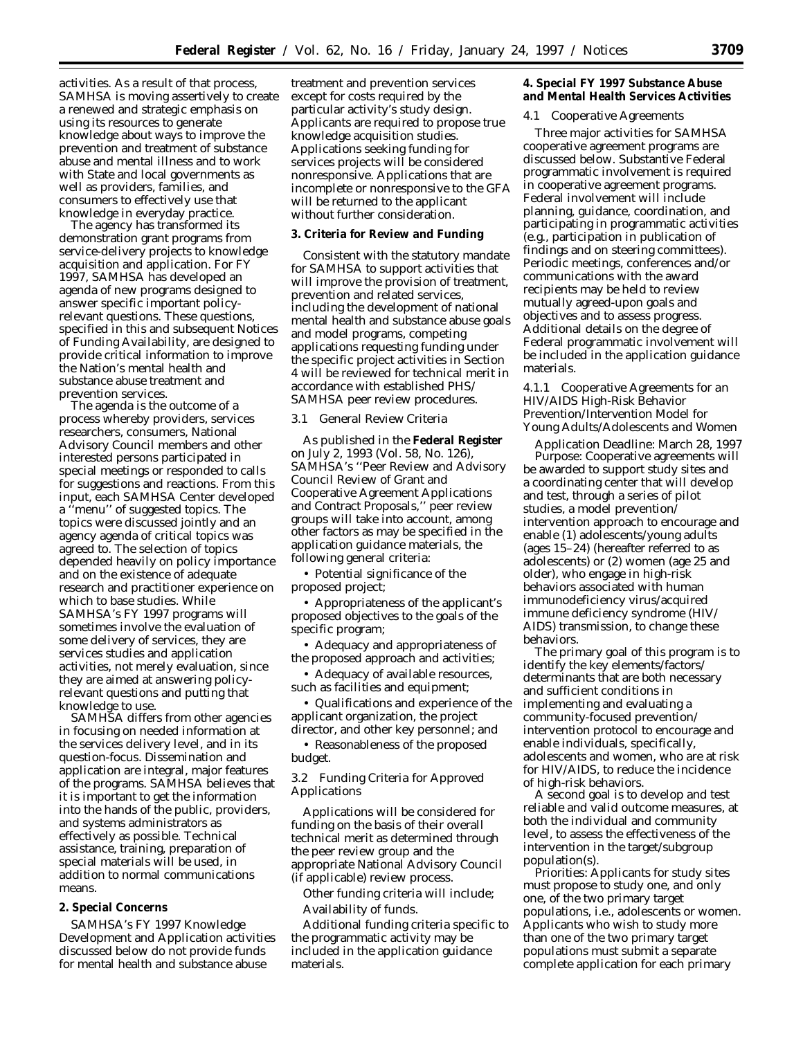activities. As a result of that process, SAMHSA is moving assertively to create a renewed and strategic emphasis on using its resources to generate knowledge about ways to improve the prevention and treatment of substance abuse and mental illness and to work with State and local governments as well as providers, families, and consumers to effectively use that knowledge in everyday practice.

The agency has transformed its demonstration grant programs from service-delivery projects to knowledge acquisition and application. For FY 1997, SAMHSA has developed an agenda of new programs designed to answer specific important policy-relevant questions. These questions, specified in this and subsequent Notices of Funding Availability, are designed to provide critical information to improve the Nation's mental health and substance abuse treatment and prevention services.

The agenda is the outcome of a process whereby providers, services researchers, consumers, National Advisory Council members and other interested persons participated in special meetings or responded to calls for suggestions and reactions. From this input, each SAMHSA Center developed a ''menu'' of suggested topics. The topics were discussed jointly and an agency agenda of critical topics was agreed to. The selection of topics depended heavily on policy importance and on the existence of adequate research and practitioner experience on which to base studies. While SAMHSA's FY 1997 programs will sometimes involve the evaluation of some delivery of services, they are services studies and application activities, not merely evaluation, since they are aimed at answering policy-relevant questions and putting that knowledge to use.

SAMHSA differs from other agencies in focusing on needed information at the services delivery level, and in its question-focus. Dissemination and application are integral, major features of the programs. SAMHSA believes that it is important to get the information into the hands of the public, providers, and systems administrators as effectively as possible. Technical assistance, training, preparation of special materials will be used, in addition to normal communications means.

**2. Special Concerns**

SAMHSA's FY 1997 Knowledge Development and Application activities discussed below do not provide funds for mental health and substance abuse treatment and prevention services except for costs required by the particular activity's study design. Applicants are required to propose true knowledge acquisition studies. Applications seeking funding for services projects will be considered nonresponsive. Applications that are incomplete or nonresponsive to the GFA will be returned to the applicant without further consideration.

**3. Criteria for Review and Funding**

Consistent with the statutory mandate for SAMHSA to support activities that will improve the provision of treatment, prevention and related services, including the development of national mental health and substance abuse goals and model programs, competing applications requesting funding under the specific project activities in Section 4 will be reviewed for technical merit in accordance with established PHS/SAMHSA peer review procedures.

*3.1 General Review Criteria*

As published in the **Federal Register** on July 2, 1993 (Vol. 58, No. 126), SAMHSA's ''Peer Review and Advisory Council Review of Grant and Cooperative Agreement Applications and Contract Proposals,'' peer review groups will take into account, among other factors as may be specified in the application guidance materials, the following general criteria:

• Potential significance of the proposed project;

• Appropriateness of the applicant's proposed objectives to the goals of the specific program;

• Adequacy and appropriateness of the proposed approach and activities;

• Adequacy of available resources, such as facilities and equipment;

• Qualifications and experience of the applicant organization, the project director, and other key personnel; and

• Reasonableness of the proposed budget.

*3.2 Funding Criteria for Approved Applications*

Applications will be considered for funding on the basis of their overall technical merit as determined through the peer review group and the appropriate National Advisory Council (if applicable) review process.

Other funding criteria will include;

Availability of funds.

Additional funding criteria specific to the programmatic activity may be included in the application guidance materials.

**4. Special FY 1997 Substance Abuse and Mental Health Services Activities**

*4.1 Cooperative Agreements*

Three major activities for SAMHSA cooperative agreement programs are discussed below. Substantive Federal programmatic involvement is required in cooperative agreement programs. Federal involvement will include planning, guidance, coordination, and participating in programmatic activities (e.g., participation in publication of findings and on steering committees). Periodic meetings, conferences and/or communications with the award recipients may be held to review mutually agreed-upon goals and objectives and to assess progress. Additional details on the degree of Federal programmatic involvement will be included in the application guidance materials.

*4.1.1 Cooperative Agreements for an HIV/AIDS High-Risk Behavior Prevention/Intervention Model for Young Adults/Adolescents and Women*

*Application Deadline:* March 28, 1997

*Purpose:* Cooperative agreements will be awarded to support study sites and a coordinating center that will develop and test, through a series of pilot studies, a model prevention/intervention approach to encourage and enable (1) adolescents/young adults (ages 15–24) (hereafter referred to as adolescents) or (2) women (age 25 and older), who engage in high-risk behaviors associated with human immunodeficiency virus/acquired immune deficiency syndrome (HIV/AIDS) transmission, to change these behaviors.

The primary goal of this program is to identify the key elements/factors/determinants that are both necessary and sufficient conditions in implementing and evaluating a community-focused prevention/intervention protocol to encourage and enable individuals, specifically, adolescents and women, who are at risk for HIV/AIDS, to reduce the incidence of high-risk behaviors.

A second goal is to develop and test reliable and valid outcome measures, at both the individual and community level, to assess the effectiveness of the intervention in the target/subgroup population(s).

*Priorities:* Applicants for study sites must propose to study one, and only one, of the two primary target populations, i.e., adolescents or women. Applicants who wish to study more than one of the two primary target populations must submit a separate complete application for each primary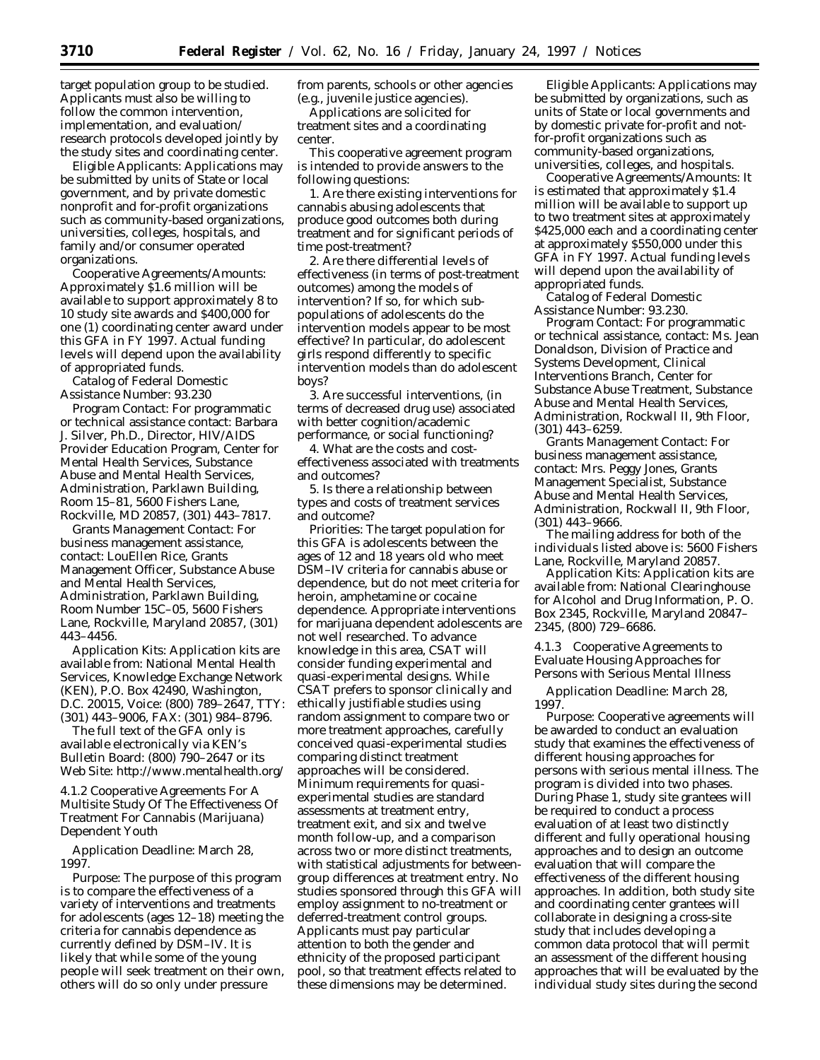target population group to be studied. Applicants must also be willing to follow the common intervention, implementation, and evaluation/research protocols developed jointly by the study sites and coordinating center.

*Eligible Applicants:* Applications may be submitted by units of State or local government, and by private domestic nonprofit and for-profit organizations such as community-based organizations, universities, colleges, hospitals, and family and/or consumer operated organizations.

*Cooperative Agreements/Amounts:* Approximately $1.6 million will be available to support approximately 8 to 10 study site awards and $400,000 for one (1) coordinating center award under this GFA in FY 1997. Actual funding levels will depend upon the availability of appropriated funds.

*Catalog of Federal Domestic Assistance Number:* 93.230

*Program Contact:* For programmatic or technical assistance contact: Barbara J. Silver, Ph.D., Director, HIV/AIDS Provider Education Program, Center for Mental Health Services, Substance Abuse and Mental Health Services, Administration, Parklawn Building, Room 15–81, 5600 Fishers Lane, Rockville, MD 20857, (301) 443–7817.

*Grants Management Contact:* For business management assistance, contact: LouEllen Rice, Grants Management Officer, Substance Abuse and Mental Health Services, Administration, Parklawn Building, Room Number 15C–05, 5600 Fishers Lane, Rockville, Maryland 20857, (301) 443–4456.

*Application Kits:* Application kits are available from: National Mental Health Services, Knowledge Exchange Network (KEN), P.O. Box 42490, Washington, D.C. 20015, Voice: (800) 789–2647, TTY: (301) 443–9006, FAX: (301) 984–8796.

The full text of the GFA only is available electronically via KEN's Bulletin Board: (800) 790–2647 or its Web Site: http://www.mentalhealth.org/

4.1.2 Cooperative Agreements For A Multisite Study Of The Effectiveness Of Treatment For Cannabis (Marijuana) Dependent Youth

*Application Deadline:* March 28, 1997.

*Purpose:* The purpose of this program is to compare the effectiveness of a variety of interventions and treatments for adolescents (ages 12–18) meeting the criteria for cannabis dependence as currently defined by DSM–IV. It is likely that while some of the young people will seek treatment on their own, others will do so only under pressure from parents, schools or other agencies (e.g., juvenile justice agencies).

Applications are solicited for treatment sites and a coordinating center.

This cooperative agreement program is intended to provide answers to the following questions:

1. Are there existing interventions for cannabis abusing adolescents that produce good outcomes both during treatment and for significant periods of time post-treatment?

2. Are there differential levels of effectiveness (in terms of post-treatment outcomes) among the models of intervention? If so, for which sub-populations of adolescents do the intervention models appear to be most effective? In particular, do adolescent girls respond differently to specific intervention models than do adolescent boys?

3. Are successful interventions, (in terms of decreased drug use) associated with better cognition/academic performance, or social functioning?

4. What are the costs and cost-effectiveness associated with treatments and outcomes?

5. Is there a relationship between types and costs of treatment services and outcome?

*Priorities:* The target population for this GFA is adolescents between the ages of 12 and 18 years old who meet DSM–IV criteria for cannabis abuse or dependence, but do not meet criteria for heroin, amphetamine or cocaine dependence. Appropriate interventions for marijuana dependent adolescents are not well researched. To advance knowledge in this area, CSAT will consider funding experimental and quasi-experimental designs. While CSAT prefers to sponsor clinically and ethically justifiable studies using random assignment to compare two or more treatment approaches, carefully conceived quasi-experimental studies comparing distinct treatment approaches will be considered. Minimum requirements for quasi-experimental studies are standard assessments at treatment entry, treatment exit, and six and twelve month follow-up, and a comparison across two or more distinct treatments, with statistical adjustments for between-group differences at treatment entry. No studies sponsored through this GFA will employ assignment to no-treatment or deferred-treatment control groups. Applicants must pay particular attention to both the gender and ethnicity of the proposed participant pool, so that treatment effects related to these dimensions may be determined.

*Eligible Applicants:* Applications may be submitted by organizations, such as units of State or local governments and by domestic private for-profit and not-for-profit organizations such as community-based organizations, universities, colleges, and hospitals.

*Cooperative Agreements/Amounts:* It is estimated that approximately $1.4 million will be available to support up to two treatment sites at approximately $425,000 each and a coordinating center at approximately $550,000 under this GFA in FY 1997. Actual funding levels will depend upon the availability of appropriated funds.

*Catalog of Federal Domestic Assistance Number:* 93.230.

*Program Contact:* For programmatic or technical assistance, contact: Ms. Jean Donaldson, Division of Practice and Systems Development, Clinical Interventions Branch, Center for Substance Abuse Treatment, Substance Abuse and Mental Health Services, Administration, Rockwall II, 9th Floor, (301) 443–6259.

*Grants Management Contact:* For business management assistance, contact: Mrs. Peggy Jones, Grants Management Specialist, Substance Abuse and Mental Health Services, Administration, Rockwall II, 9th Floor, (301) 443–9666.

The mailing address for both of the individuals listed above is: 5600 Fishers Lane, Rockville, Maryland 20857.

*Application Kits:* Application kits are available from: National Clearinghouse for Alcohol and Drug Information, P. O. Box 2345, Rockville, Maryland 20847–2345, (800) 729–6686.

4.1.3 Cooperative Agreements to Evaluate Housing Approaches for Persons with Serious Mental Illness

*Application Deadline:* March 28, 1997.

*Purpose:* Cooperative agreements will be awarded to conduct an evaluation study that examines the effectiveness of different housing approaches for persons with serious mental illness. The program is divided into two phases. During Phase 1, study site grantees will be required to conduct a process evaluation of at least two distinctly different and fully operational housing approaches and to design an outcome evaluation that will compare the effectiveness of the different housing approaches. In addition, both study site and coordinating center grantees will collaborate in designing a cross-site study that includes developing a common data protocol that will permit an assessment of the different housing approaches that will be evaluated by the individual study sites during the second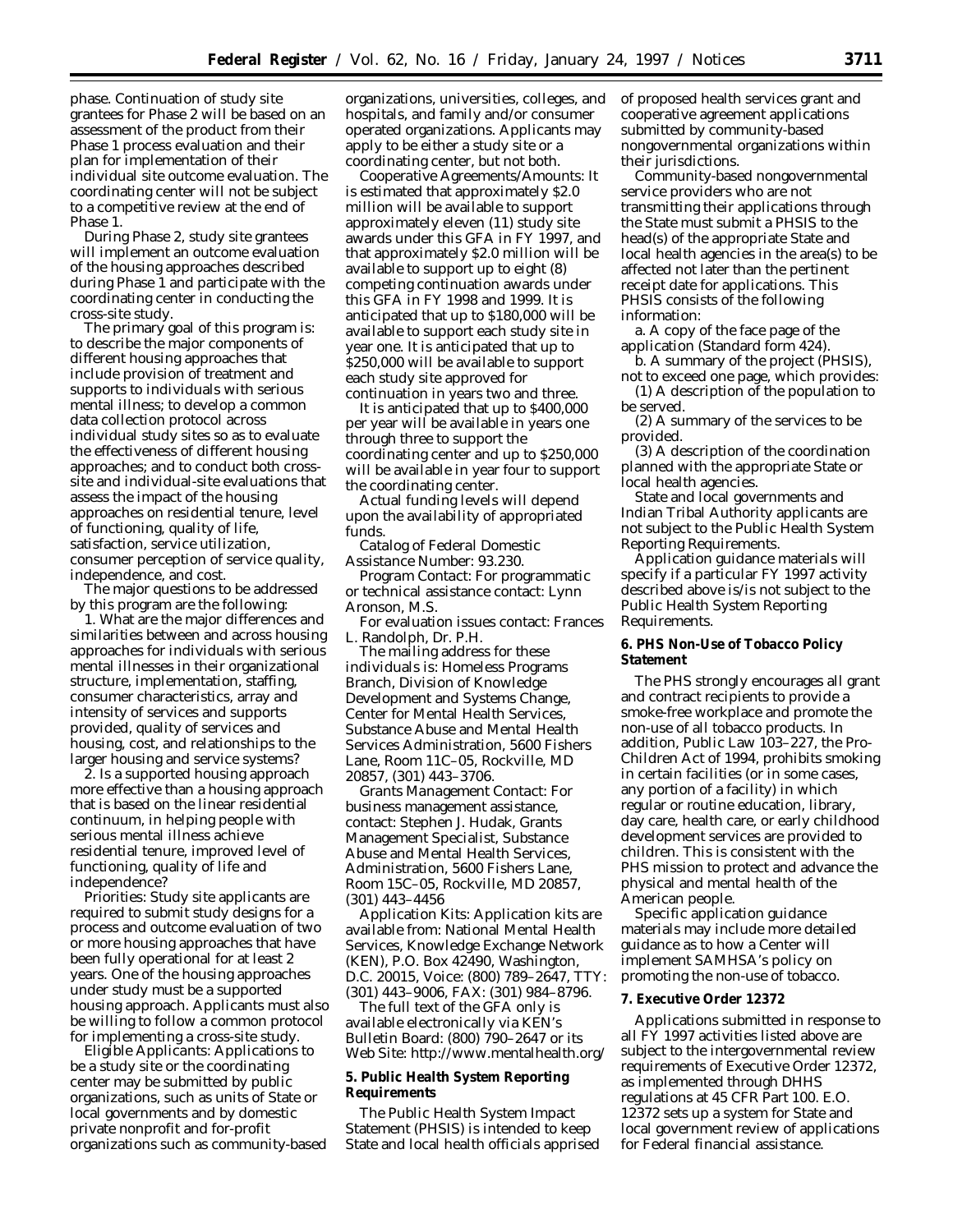phase. Continuation of study site grantees for Phase 2 will be based on an assessment of the product from their Phase 1 process evaluation and their plan for implementation of their individual site outcome evaluation. The coordinating center will not be subject to a competitive review at the end of Phase 1.

During Phase 2, study site grantees will implement an outcome evaluation of the housing approaches described during Phase 1 and participate with the coordinating center in conducting the cross-site study.

The primary goal of this program is: to describe the major components of different housing approaches that include provision of treatment and supports to individuals with serious mental illness; to develop a common data collection protocol across individual study sites so as to evaluate the effectiveness of different housing approaches; and to conduct both cross-site and individual-site evaluations that assess the impact of the housing approaches on residential tenure, level of functioning, quality of life, satisfaction, service utilization, consumer perception of service quality, independence, and cost.

The major questions to be addressed by this program are the following:

1. What are the major differences and similarities between and across housing approaches for individuals with serious mental illnesses in their organizational structure, implementation, staffing, consumer characteristics, array and intensity of services and supports provided, quality of services and housing, cost, and relationships to the larger housing and service systems?

2. Is a supported housing approach more effective than a housing approach that is based on the linear residential continuum, in helping people with serious mental illness achieve residential tenure, improved level of functioning, quality of life and independence?

*Priorities:* Study site applicants are required to submit study designs for a process and outcome evaluation of two or more housing approaches that have been fully operational for at least 2 years. One of the housing approaches under study must be a supported housing approach. Applicants must also be willing to follow a common protocol for implementing a cross-site study.

*Eligible Applicants:* Applications to be a study site or the coordinating center may be submitted by public organizations, such as units of State or local governments and by domestic private nonprofit and for-profit organizations such as community-based organizations, universities, colleges, and hospitals, and family and/or consumer operated organizations. Applicants may apply to be either a study site or a coordinating center, but not both.

*Cooperative Agreements/Amounts:* It is estimated that approximately $2.0 million will be available to support approximately eleven (11) study site awards under this GFA in FY 1997, and that approximately $2.0 million will be available to support up to eight (8) competing continuation awards under this GFA in FY 1998 and 1999. It is anticipated that up to $180,000 will be available to support each study site in year one. It is anticipated that up to $250,000 will be available to support each study site approved for continuation in years two and three.

It is anticipated that up to $400,000 per year will be available in years one through three to support the coordinating center and up to $250,000 will be available in year four to support the coordinating center.

Actual funding levels will depend upon the availability of appropriated funds.

*Catalog of Federal Domestic Assistance Number:* 93.230.

*Program Contact:* For programmatic or technical assistance contact: Lynn Aronson, M.S.

For evaluation issues contact: Frances L. Randolph, Dr. P.H.

The mailing address for these individuals is: Homeless Programs Branch, Division of Knowledge Development and Systems Change, Center for Mental Health Services, Substance Abuse and Mental Health Services Administration, 5600 Fishers Lane, Room 11C–05, Rockville, MD 20857, (301) 443–3706.

*Grants Management Contact:* For business management assistance, contact: Stephen J. Hudak, Grants Management Specialist, Substance Abuse and Mental Health Services, Administration, 5600 Fishers Lane, Room 15C–05, Rockville, MD 20857, (301) 443–4456

*Application Kits:* Application kits are available from: National Mental Health Services, Knowledge Exchange Network (KEN), P.O. Box 42490, Washington, D.C. 20015, Voice: (800) 789–2647, TTY: (301) 443–9006, FAX: (301) 984–8796.

The full text of the GFA only is available electronically via KEN's Bulletin Board: (800) 790–2647 or its Web Site: http://www.mentalhealth.org/

## 5. Public Health System Reporting Requirements

The Public Health System Impact Statement (PHSIS) is intended to keep State and local health officials apprised of proposed health services grant and cooperative agreement applications submitted by community-based nongovernmental organizations within their jurisdictions.

Community-based nongovernmental service providers who are not transmitting their applications through the State must submit a PHSIS to the head(s) of the appropriate State and local health agencies in the area(s) to be affected not later than the pertinent receipt date for applications. This PHSIS consists of the following information:

a. A copy of the face page of the application (Standard form 424).

b. A summary of the project (PHSIS), not to exceed one page, which provides:

(1) A description of the population to be served.

(2) A summary of the services to be provided.

(3) A description of the coordination planned with the appropriate State or local health agencies.

State and local governments and Indian Tribal Authority applicants are not subject to the Public Health System Reporting Requirements.

Application guidance materials will specify if a particular FY 1997 activity described above is/is not subject to the Public Health System Reporting Requirements.

## 6. PHS Non-Use of Tobacco Policy Statement

The PHS strongly encourages all grant and contract recipients to provide a smoke-free workplace and promote the non-use of all tobacco products. In addition, Public Law 103–227, the Pro-Children Act of 1994, prohibits smoking in certain facilities (or in some cases, any portion of a facility) in which regular or routine education, library, day care, health care, or early childhood development services are provided to children. This is consistent with the PHS mission to protect and advance the physical and mental health of the American people.

Specific application guidance materials may include more detailed guidance as to how a Center will implement SAMHSA's policy on promoting the non-use of tobacco.

## 7. Executive Order 12372

Applications submitted in response to all FY 1997 activities listed above are subject to the intergovernmental review requirements of Executive Order 12372, as implemented through DHHS regulations at 45 CFR Part 100. E.O. 12372 sets up a system for State and local government review of applications for Federal financial assistance.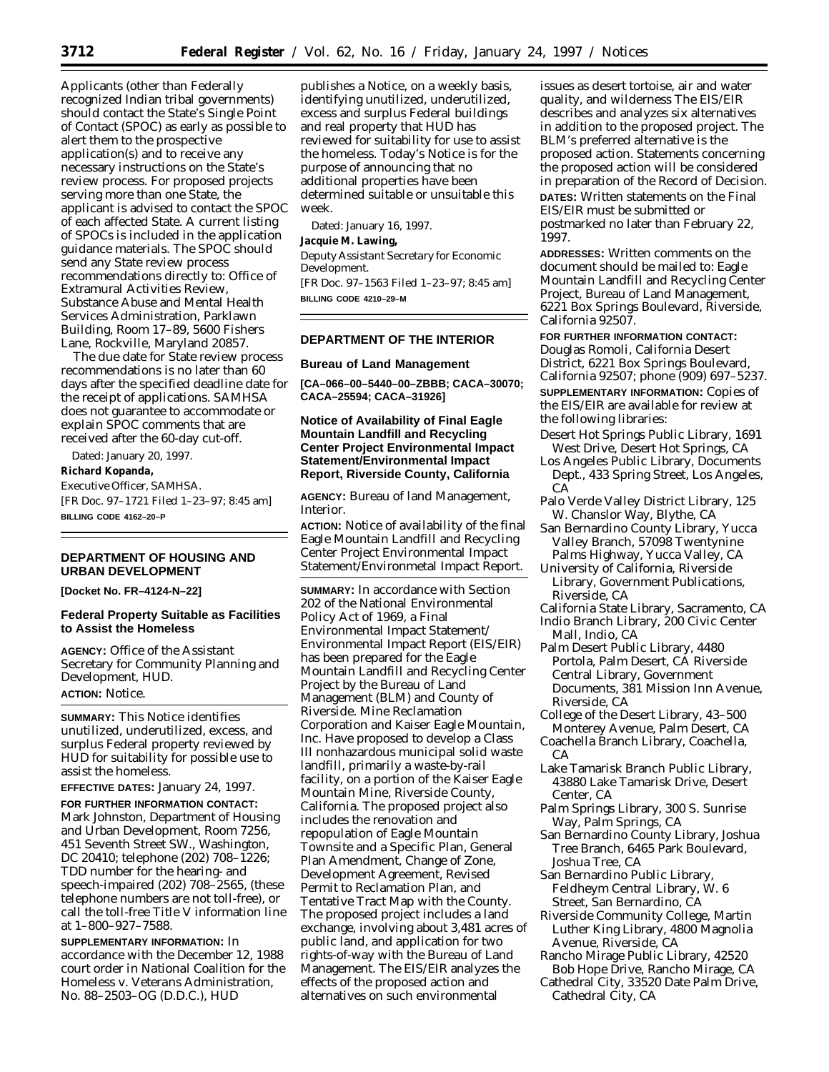Applicants (other than Federally recognized Indian tribal governments) should contact the State's Single Point of Contact (SPOC) as early as possible to alert them to the prospective application(s) and to receive any necessary instructions on the State's review process. For proposed projects serving more than one State, the applicant is advised to contact the SPOC of each affected State. A current listing of SPOCs is included in the application guidance materials. The SPOC should send any State review process recommendations directly to: Office of Extramural Activities Review, Substance Abuse and Mental Health Services Administration, Parklawn Building, Room 17–89, 5600 Fishers Lane, Rockville, Maryland 20857.

The due date for State review process recommendations is no later than 60 days after the specified deadline date for the receipt of applications. SAMHSA does not guarantee to accommodate or explain SPOC comments that are received after the 60-day cut-off.

Dated: January 20, 1997.

**Richard Kopanda,**

*Executive Officer, SAMHSA.*

[FR Doc. 97–1721 Filed 1–23–97; 8:45 am]

**BILLING CODE 4162–20–P**

## DEPARTMENT OF HOUSING AND URBAN DEVELOPMENT

**[Docket No. FR–4124–N–22]**

### Federal Property Suitable as Facilities to Assist the Homeless

**AGENCY:** Office of the Assistant Secretary for Community Planning and Development, HUD.

**ACTION:** Notice.

**SUMMARY:** This Notice identifies unutilized, underutilized, excess, and surplus Federal property reviewed by HUD for suitability for possible use to assist the homeless.

**EFFECTIVE DATES:** January 24, 1997.

**FOR FURTHER INFORMATION CONTACT:** Mark Johnston, Department of Housing and Urban Development, Room 7256, 451 Seventh Street SW., Washington, DC 20410; telephone (202) 708–1226; TDD number for the hearing- and speech-impaired (202) 708–2565, (these telephone numbers are not toll-free), or call the toll-free Title V information line at 1–800–927–7588.

**SUPPLEMENTARY INFORMATION:** In accordance with the December 12, 1988 court order in National Coalition for the Homeless v. Veterans Administration, No. 88–2503–OG (D.D.C.), HUD publishes a Notice, on a weekly basis, identifying unutilized, underutilized, excess and surplus Federal buildings and real property that HUD has reviewed for suitability for use to assist the homeless. Today's Notice is for the purpose of announcing that no additional properties have been determined suitable or unsuitable this week.

Dated: January 16, 1997.

**Jacquie M. Lawing,**

*Deputy Assistant Secretary for Economic Development.*

[FR Doc. 97–1563 Filed 1–23–97; 8:45 am]

**BILLING CODE 4210–29–M**

## DEPARTMENT OF THE INTERIOR

### Bureau of Land Management

**[CA–066–00–5440–00–ZBBB; CACA–30070; CACA–25594; CACA–31926]**

### Notice of Availability of Final Eagle Mountain Landfill and Recycling Center Project Environmental Impact Statement/Environmental Impact Report, Riverside County, California

**AGENCY:** Bureau of land Management, Interior.

**ACTION:** Notice of availability of the final Eagle Mountain Landfill and Recycling Center Project Environmental Impact Statement/Environmetal Impact Report.

**SUMMARY:** In accordance with Section 202 of the National Environmental Policy Act of 1969, a Final Environmental Impact Statement/Environmental Impact Report (EIS/EIR) has been prepared for the Eagle Mountain Landfill and Recycling Center Project by the Bureau of Land Management (BLM) and County of Riverside. Mine Reclamation Corporation and Kaiser Eagle Mountain, Inc. Have proposed to develop a Class III nonhazardous municipal solid waste landfill, primarily a waste-by-rail facility, on a portion of the Kaiser Eagle Mountain Mine, Riverside County, California. The proposed project also includes the renovation and repopulation of Eagle Mountain Townsite and a Specific Plan, General Plan Amendment, Change of Zone, Development Agreement, Revised Permit to Reclamation Plan, and Tentative Tract Map with the County. The proposed project includes a land exchange, involving about 3,481 acres of public land, and application for two rights-of-way with the Bureau of Land Management. The EIS/EIR analyzes the effects of the proposed action and alternatives on such environmental issues as desert tortoise, air and water quality, and wilderness The EIS/EIR describes and analyzes six alternatives in addition to the proposed project. The BLM's preferred alternative is the proposed action. Statements concerning the proposed action will be considered in preparation of the Record of Decision.

**DATES:** Written statements on the Final EIS/EIR must be submitted or postmarked no later than February 22, 1997.

**ADDRESSES:** Written comments on the document should be mailed to: Eagle Mountain Landfill and Recycling Center Project, Bureau of Land Management, 6221 Box Springs Boulevard, Riverside, California 92507.

**FOR FURTHER INFORMATION CONTACT:** Douglas Romoli, California Desert District, 6221 Box Springs Boulevard, California 92507; phone (909) 697–5237.

**SUPPLEMENTARY INFORMATION:** Copies of the EIS/EIR are available for review at the following libraries:

Desert Hot Springs Public Library, 1691 West Drive, Desert Hot Springs, CA
Los Angeles Public Library, Documents Dept., 433 Spring Street, Los Angeles, CA
Palo Verde Valley District Library, 125 W. Chanslor Way, Blythe, CA
San Bernardino County Library, Yucca Valley Branch, 57098 Twentynine Palms Highway, Yucca Valley, CA
University of California, Riverside Library, Government Publications, Riverside, CA
California State Library, Sacramento, CA
Indio Branch Library, 200 Civic Center Mall, Indio, CA
Palm Desert Public Library, 4480 Portola, Palm Desert, CA Riverside Central Library, Government Documents, 381 Mission Inn Avenue, Riverside, CA
College of the Desert Library, 43–500 Monterey Avenue, Palm Desert, CA
Coachella Branch Library, Coachella, CA
Lake Tamarisk Branch Public Library, 43880 Lake Tamarisk Drive, Desert Center, CA
Palm Springs Library, 300 S. Sunrise Way, Palm Springs, CA
San Bernardino County Library, Joshua Tree Branch, 6465 Park Boulevard, Joshua Tree, CA
San Bernardino Public Library, Feldheym Central Library, W. 6 Street, San Bernardino, CA
Riverside Community College, Martin Luther King Library, 4800 Magnolia Avenue, Riverside, CA
Rancho Mirage Public Library, 42520 Bob Hope Drive, Rancho Mirage, CA
Cathedral City, 33520 Date Palm Drive, Cathedral City, CA